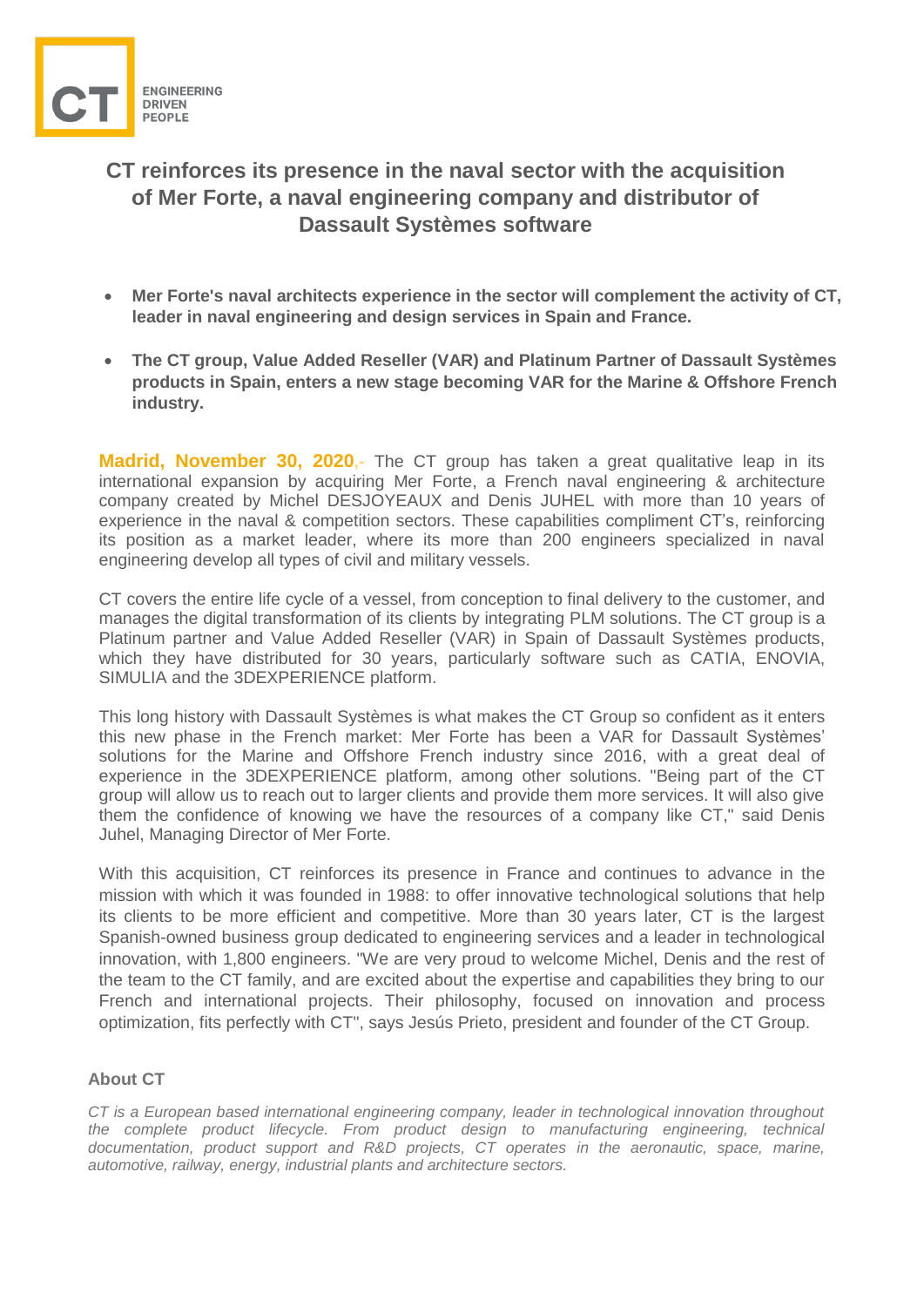CT

ENGINEERING
DRIVEN
PEOPLE

# CT reinforces its presence in the naval sector with the acquisition of Mer Forte, a naval engineering company and distributor of Dassault Systèmes software

- **Mer Forte's naval architects experience in the sector will complement the activity of CT, leader in naval engineering and design services in Spain and France.**
- **The CT group, Value Added Reseller (VAR) and Platinum Partner of Dassault Systèmes products in Spain, enters a new stage becoming VAR for the Marine & Offshore French industry.**

**Madrid, November 30, 2020**,- The CT group has taken a great qualitative leap in its international expansion by acquiring Mer Forte, a French naval engineering & architecture company created by Michel DESJOYEAUX and Denis JUHEL with more than 10 years of experience in the naval & competition sectors. These capabilities compliment CT's, reinforcing its position as a market leader, where its more than 200 engineers specialized in naval engineering develop all types of civil and military vessels.

CT covers the entire life cycle of a vessel, from conception to final delivery to the customer, and manages the digital transformation of its clients by integrating PLM solutions. The CT group is a Platinum partner and Value Added Reseller (VAR) in Spain of Dassault Systèmes products, which they have distributed for 30 years, particularly software such as CATIA, ENOVIA, SIMULIA and the 3DEXPERIENCE platform.

This long history with Dassault Systèmes is what makes the CT Group so confident as it enters this new phase in the French market: Mer Forte has been a VAR for Dassault Systèmes' solutions for the Marine and Offshore French industry since 2016, with a great deal of experience in the 3DEXPERIENCE platform, among other solutions. "Being part of the CT group will allow us to reach out to larger clients and provide them more services. It will also give them the confidence of knowing we have the resources of a company like CT," said Denis Juhel, Managing Director of Mer Forte.

With this acquisition, CT reinforces its presence in France and continues to advance in the mission with which it was founded in 1988: to offer innovative technological solutions that help its clients to be more efficient and competitive. More than 30 years later, CT is the largest Spanish-owned business group dedicated to engineering services and a leader in technological innovation, with 1,800 engineers. "We are very proud to welcome Michel, Denis and the rest of the team to the CT family, and are excited about the expertise and capabilities they bring to our French and international projects. Their philosophy, focused on innovation and process optimization, fits perfectly with CT", says Jesús Prieto, president and founder of the CT Group.

### About CT

*CT is a European based international engineering company, leader in technological innovation throughout the complete product lifecycle. From product design to manufacturing engineering, technical documentation, product support and R&D projects, CT operates in the aeronautic, space, marine, automotive, railway, energy, industrial plants and architecture sectors.*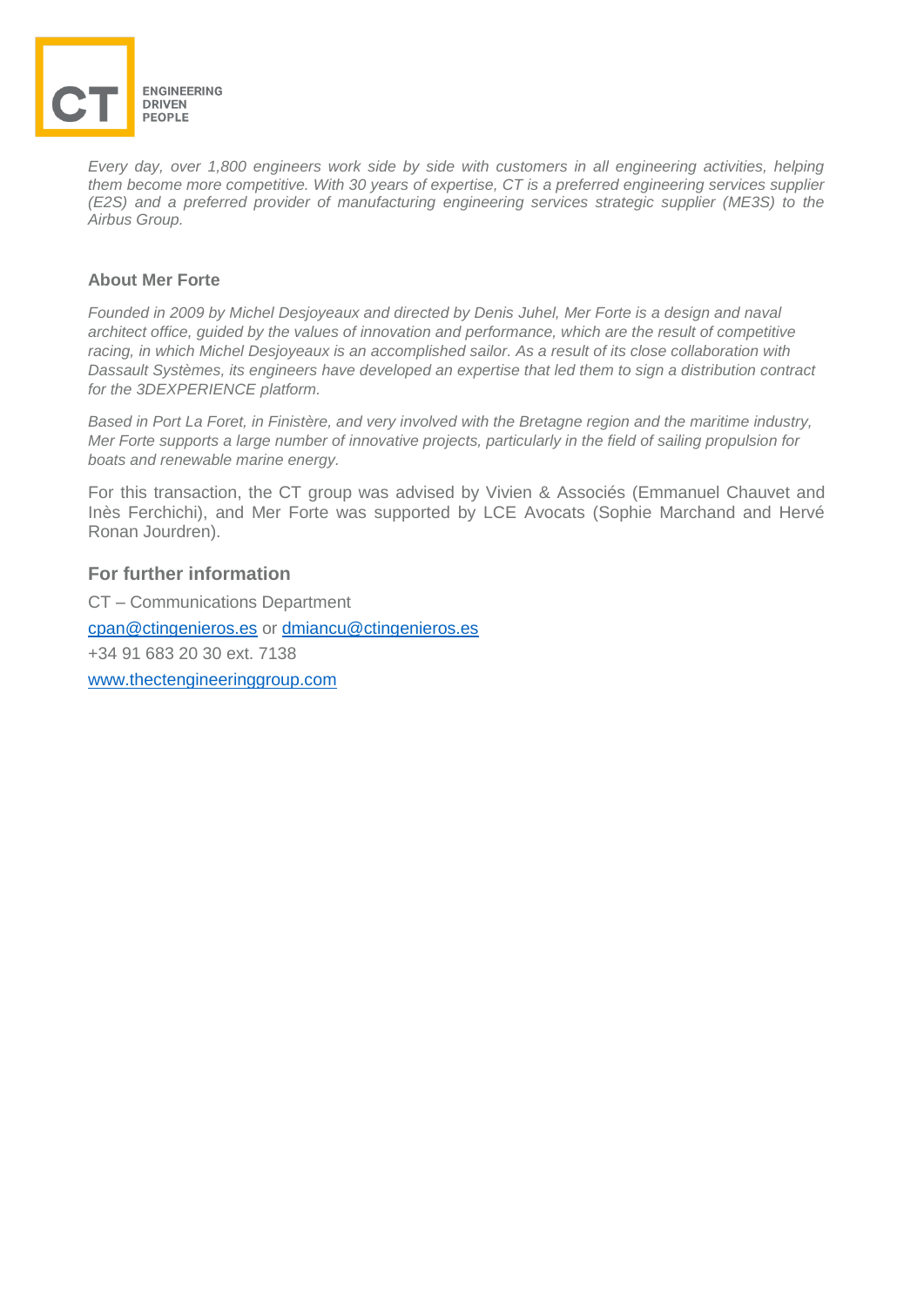*Every day, over 1,800 engineers work side by side with customers in all engineering activities, helping them become more competitive. With 30 years of expertise, CT is a preferred engineering services supplier (E2S) and a preferred provider of manufacturing engineering services strategic supplier (ME3S) to the Airbus Group.*

### About Mer Forte

*Founded in 2009 by Michel Desjoyeaux and directed by Denis Juhel, Mer Forte is a design and naval architect office, guided by the values of innovation and performance, which are the result of competitive racing, in which Michel Desjoyeaux is an accomplished sailor. As a result of its close collaboration with Dassault Systèmes, its engineers have developed an expertise that led them to sign a distribution contract for the 3DEXPERIENCE platform.*

*Based in Port La Foret, in Finistère, and very involved with the Bretagne region and the maritime industry, Mer Forte supports a large number of innovative projects, particularly in the field of sailing propulsion for boats and renewable marine energy.*

For this transaction, the CT group was advised by Vivien & Associés (Emmanuel Chauvet and Inès Ferchichi), and Mer Forte was supported by LCE Avocats (Sophie Marchand and Hervé Ronan Jourdren).

### For further information

CT – Communications Department

[cpan@ctingenieros.es](mailto:cpan@ctingenieros.es) or [dmiancu@ctingenieros.es](mailto:dmiancu@ctingenieros.es)

+34 91 683 20 30 ext. 7138

[www.thectengineeringgroup.com](http://www.thectengineeringgroup.com)